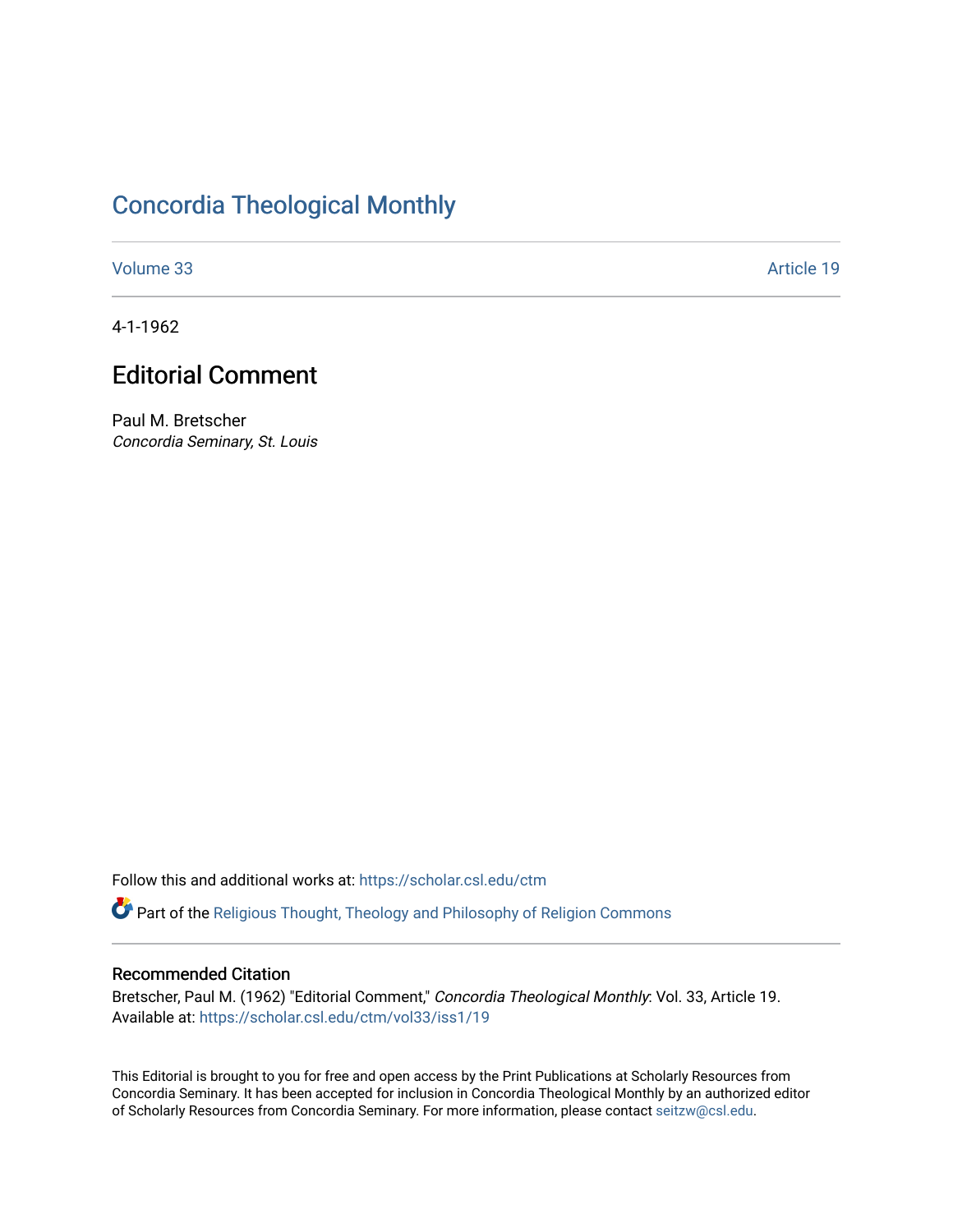# Concordia Theological Monthly

Volume 33 | Article 19

4-1-1962

## Editorial Comment

Paul M. Bretscher
*Concordia Seminary, St. Louis*

Follow this and additional works at: https://scholar.csl.edu/ctm

Part of the Religious Thought, Theology and Philosophy of Religion Commons

### Recommended Citation

Bretscher, Paul M. (1962) "Editorial Comment," *Concordia Theological Monthly*: Vol. 33, Article 19.
Available at: https://scholar.csl.edu/ctm/vol33/iss1/19

This Editorial is brought to you for free and open access by the Print Publications at Scholarly Resources from Concordia Seminary. It has been accepted for inclusion in Concordia Theological Monthly by an authorized editor of Scholarly Resources from Concordia Seminary. For more information, please contact seitzw@csl.edu.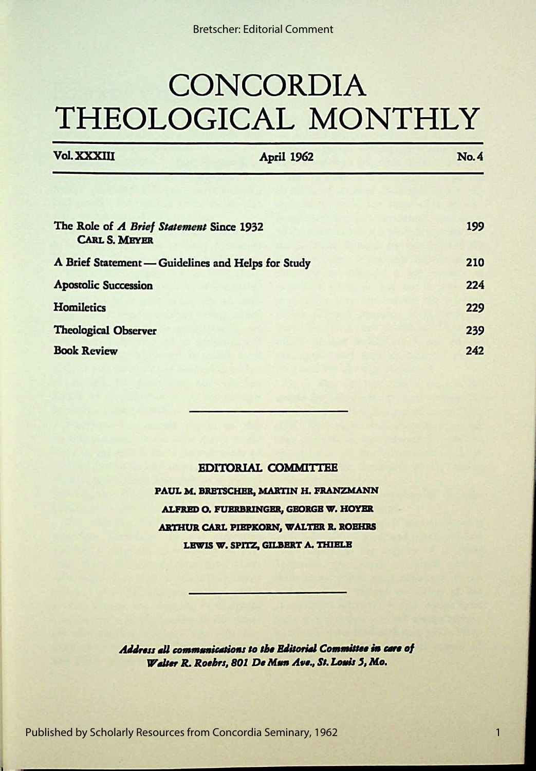# CONCORDIA THEOLOGICAL MONTHLY

**Vol. XXXIII** | **April 1962** | **No. 4**

| | |
|---|---|
| The Role of *A Brief Statement* Since 1932<br>CARL S. MEYER | 199 |
| A Brief Statement — Guidelines and Helps for Study | 210 |
| Apostolic Succession | 224 |
| Homiletics | 229 |
| Theological Observer | 239 |
| Book Review | 242 |

## EDITORIAL COMMITTEE

PAUL M. BRETSCHER, MARTIN H. FRANZMANN
ALFRED O. FUERBRINGER, GEORGE W. HOYER
ARTHUR CARL PIEPKORN, WALTER R. ROEHRS
LEWIS W. SPITZ, GILBERT A. THIELE

***Address all communications to the Editorial Committee in care of Walter R. Roehrs, 801 De Mun Ave., St. Louis 5, Mo.***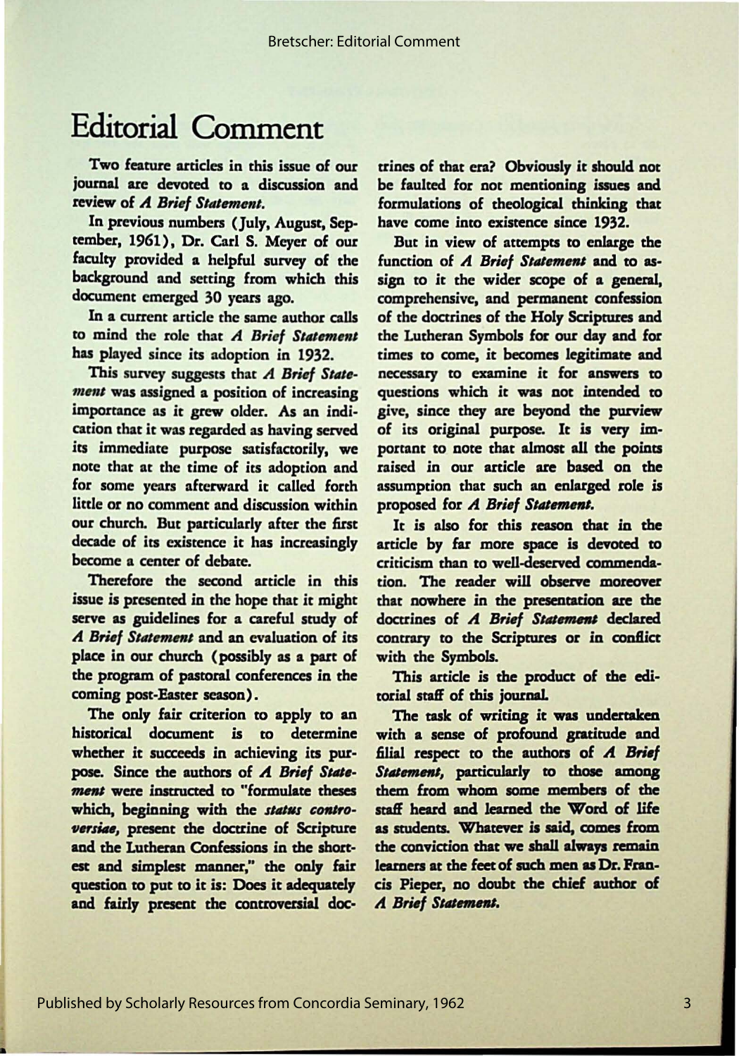# Editorial Comment

Two feature articles in this issue of our journal are devoted to a discussion and review of *A Brief Statement.*

In previous numbers (July, August, September, 1961), Dr. Carl S. Meyer of our faculty provided a helpful survey of the background and setting from which this document emerged 30 years ago.

In a current article the same author calls to mind the role that *A Brief Statement* has played since its adoption in 1932.

This survey suggests that *A Brief Statement* was assigned a position of increasing importance as it grew older. As an indication that it was regarded as having served its immediate purpose satisfactorily, we note that at the time of its adoption and for some years afterward it called forth little or no comment and discussion within our church. But particularly after the first decade of its existence it has increasingly become a center of debate.

Therefore the second article in this issue is presented in the hope that it might serve as guidelines for a careful study of *A Brief Statement* and an evaluation of its place in our church (possibly as a part of the program of pastoral conferences in the coming post-Easter season).

The only fair criterion to apply to an historical document is to determine whether it succeeds in achieving its purpose. Since the authors of *A Brief Statement* were instructed to "formulate theses which, beginning with the *status controversiae,* present the doctrine of Scripture and the Lutheran Confessions in the shortest and simplest manner," the only fair question to put to it is: Does it adequately and fairly present the controversial doctrines of that era? Obviously it should not be faulted for not mentioning issues and formulations of theological thinking that have come into existence since 1932.

But in view of attempts to enlarge the function of *A Brief Statement* and to assign to it the wider scope of a general, comprehensive, and permanent confession of the doctrines of the Holy Scriptures and the Lutheran Symbols for our day and for times to come, it becomes legitimate and necessary to examine it for answers to questions which it was not intended to give, since they are beyond the purview of its original purpose. It is very important to note that almost all the points raised in our article are based on the assumption that such an enlarged role is proposed for *A Brief Statement.*

It is also for this reason that in the article by far more space is devoted to criticism than to well-deserved commendation. The reader will observe moreover that nowhere in the presentation are the doctrines of *A Brief Statement* declared contrary to the Scriptures or in conflict with the Symbols.

This article is the product of the editorial staff of this journal.

The task of writing it was undertaken with a sense of profound gratitude and filial respect to the authors of *A Brief Statement,* particularly to those among them from whom some members of the staff heard and learned the Word of life as students. Whatever is said, comes from the conviction that we shall always remain learners at the feet of such men as Dr. Francis Pieper, no doubt the chief author of *A Brief Statement.*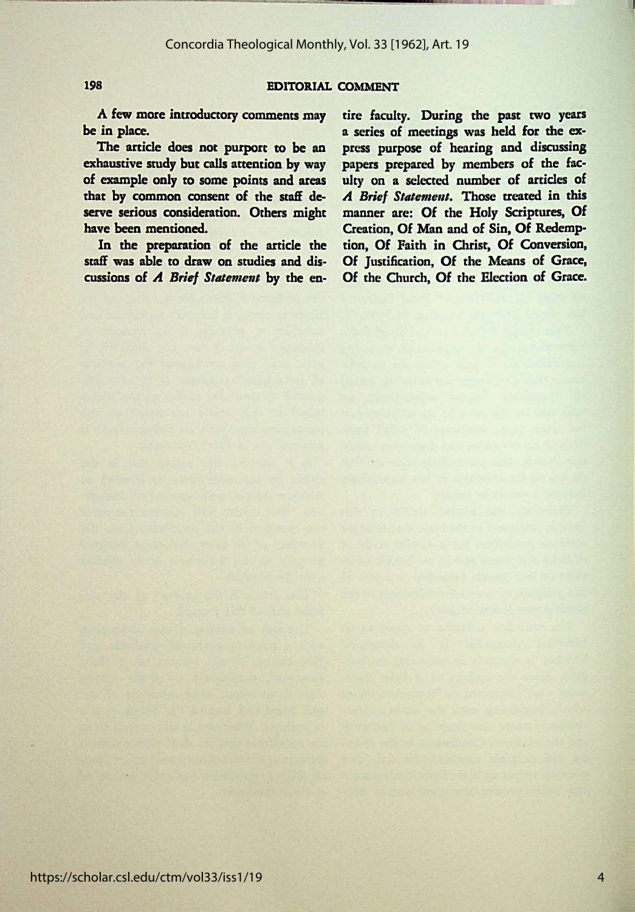A few more introductory comments may be in place.

The article does not purport to be an exhaustive study but calls attention by way of example only to some points and areas that by common consent of the staff deserve serious consideration. Others might have been mentioned.

In the preparation of the article the staff was able to draw on studies and discussions of *A Brief Statement* by the entire faculty. During the past two years a series of meetings was held for the express purpose of hearing and discussing papers prepared by members of the faculty on a selected number of articles of *A Brief Statement*. Those treated in this manner are: Of the Holy Scriptures, Of Creation, Of Man and of Sin, Of Redemption, Of Faith in Christ, Of Conversion, Of Justification, Of the Means of Grace, Of the Church, Of the Election of Grace.